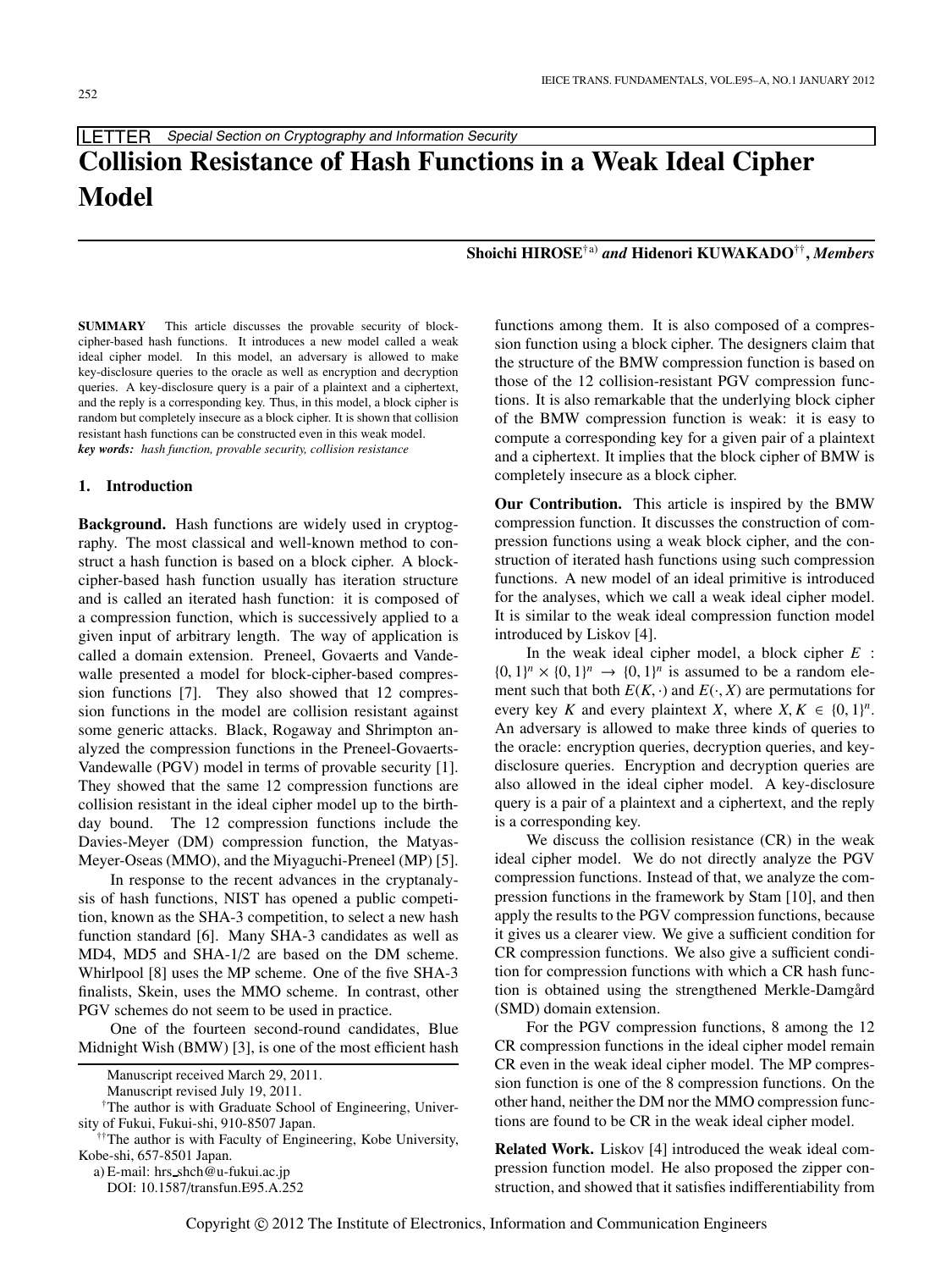LETTER *Special Section on Cryptography and Information Security*

# Collision Resistance of Hash Functions in a Weak Ideal Cipher Model

**Shoichi HIROSE**[†a)] ***and*** **Hidenori KUWAKADO**[††]**, *Members***

**SUMMARY** This article discusses the provable security of block-cipher-based hash functions. It introduces a new model called a weak ideal cipher model. In this model, an adversary is allowed to make key-disclosure queries to the oracle as well as encryption and decryption queries. A key-disclosure query is a pair of a plaintext and a ciphertext, and the reply is a corresponding key. Thus, in this model, a block cipher is random but completely insecure as a block cipher. It is shown that collision resistant hash functions can be constructed even in this weak model.

***key words:*** *hash function, provable security, collision resistance*

## 1. Introduction

**Background.** Hash functions are widely used in cryptography. The most classical and well-known method to construct a hash function is based on a block cipher. A block-cipher-based hash function usually has iteration structure and is called an iterated hash function: it is composed of a compression function, which is successively applied to a given input of arbitrary length. The way of application is called a domain extension. Preneel, Govaerts and Vandewalle presented a model for block-cipher-based compression functions [7]. They also showed that 12 compression functions in the model are collision resistant against some generic attacks. Black, Rogaway and Shrimpton analyzed the compression functions in the Preneel-Govaerts-Vandewalle (PGV) model in terms of provable security [1]. They showed that the same 12 compression functions are collision resistant in the ideal cipher model up to the birthday bound. The 12 compression functions include the Davies-Meyer (DM) compression function, the Matyas-Meyer-Oseas (MMO), and the Miyaguchi-Preneel (MP) [5].

In response to the recent advances in the cryptanalysis of hash functions, NIST has opened a public competition, known as the SHA-3 competition, to select a new hash function standard [6]. Many SHA-3 candidates as well as MD4, MD5 and SHA-1/2 are based on the DM scheme. Whirlpool [8] uses the MP scheme. One of the five SHA-3 finalists, Skein, uses the MMO scheme. In contrast, other PGV schemes do not seem to be used in practice.

One of the fourteen second-round candidates, Blue Midnight Wish (BMW) [3], is one of the most efficient hash functions among them. It is also composed of a compression function using a block cipher. The designers claim that the structure of the BMW compression function is based on those of the 12 collision-resistant PGV compression functions. It is also remarkable that the underlying block cipher of the BMW compression function is weak: it is easy to compute a corresponding key for a given pair of a plaintext and a ciphertext. It implies that the block cipher of BMW is completely insecure as a block cipher.

**Our Contribution.** This article is inspired by the BMW compression function. It discusses the construction of compression functions using a weak block cipher, and the construction of iterated hash functions using such compression functions. A new model of an ideal primitive is introduced for the analyses, which we call a weak ideal cipher model. It is similar to the weak ideal compression function model introduced by Liskov [4].

In the weak ideal cipher model, a block cipher $E : \{0,1\}^n \times \{0,1\}^n \rightarrow \{0,1\}^n$ is assumed to be a random element such that both $E(K,\cdot)$ and $E(\cdot,X)$ are permutations for every key $K$ and every plaintext $X$, where $X, K \in \{0,1\}^n$. An adversary is allowed to make three kinds of queries to the oracle: encryption queries, decryption queries, and key-disclosure queries. Encryption and decryption queries are also allowed in the ideal cipher model. A key-disclosure query is a pair of a plaintext and a ciphertext, and the reply is a corresponding key.

We discuss the collision resistance (CR) in the weak ideal cipher model. We do not directly analyze the PGV compression functions. Instead of that, we analyze the compression functions in the framework by Stam [10], and then apply the results to the PGV compression functions, because it gives us a clearer view. We give a sufficient condition for CR compression functions. We also give a sufficient condition for compression functions with which a CR hash function is obtained using the strengthened Merkle-Damgård (SMD) domain extension.

For the PGV compression functions, 8 among the 12 CR compression functions in the ideal cipher model remain CR even in the weak ideal cipher model. The MP compression function is one of the 8 compression functions. On the other hand, neither the DM nor the MMO compression functions are found to be CR in the weak ideal cipher model.

**Related Work.** Liskov [4] introduced the weak ideal compression function model. He also proposed the zipper construction, and showed that it satisfies indifferentiability from

Manuscript received March 29, 2011.

Manuscript revised July 19, 2011.

[†]The author is with Graduate School of Engineering, University of Fukui, Fukui-shi, 910-8507 Japan.

[††]The author is with Faculty of Engineering, Kobe University, Kobe-shi, 657-8501 Japan.

a) E-mail: hrs_shch@u-fukui.ac.jp

DOI: 10.1587/transfun.E95.A.252

Copyright © 2012 The Institute of Electronics, Information and Communication Engineers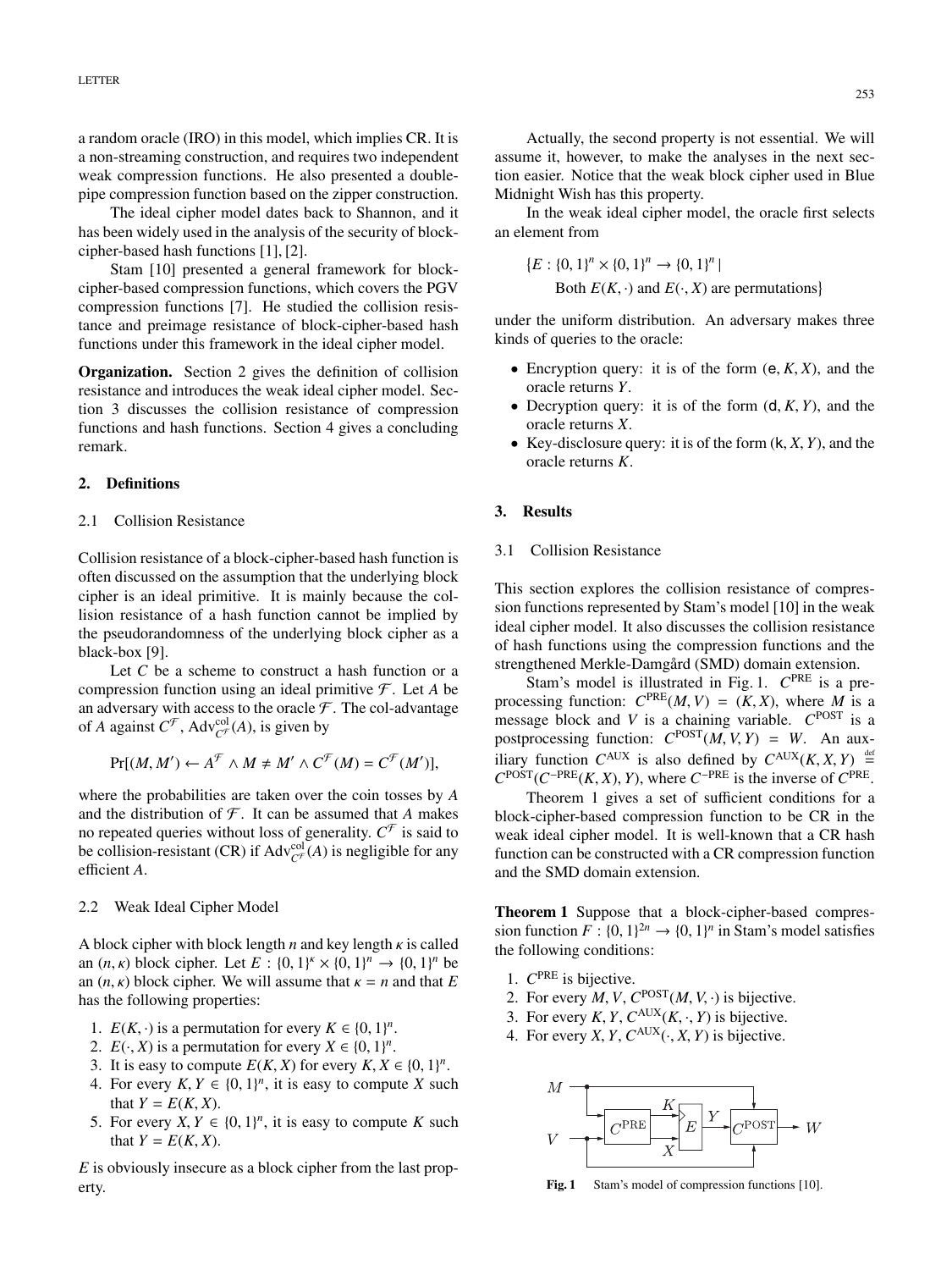a random oracle (IRO) in this model, which implies CR. It is a non-streaming construction, and requires two independent weak compression functions. He also presented a double-pipe compression function based on the zipper construction.

The ideal cipher model dates back to Shannon, and it has been widely used in the analysis of the security of block-cipher-based hash functions [1], [2].

Stam [10] presented a general framework for block-cipher-based compression functions, which covers the PGV compression functions [7]. He studied the collision resistance and preimage resistance of block-cipher-based hash functions under this framework in the ideal cipher model.

**Organization.** Section 2 gives the definition of collision resistance and introduces the weak ideal cipher model. Section 3 discusses the collision resistance of compression functions and hash functions. Section 4 gives a concluding remark.

## 2. Definitions

### 2.1 Collision Resistance

Collision resistance of a block-cipher-based hash function is often discussed on the assumption that the underlying block cipher is an ideal primitive. It is mainly because the collision resistance of a hash function cannot be implied by the pseudorandomness of the underlying block cipher as a black-box [9].

Let $C$ be a scheme to construct a hash function or a compression function using an ideal primitive $\mathcal{F}$. Let $A$ be an adversary with access to the oracle $\mathcal{F}$. The col-advantage of $A$ against $C^{\mathcal{F}}$, $\mathrm{Adv}^{\mathrm{col}}_{C^{\mathcal{F}}}(A)$, is given by

$$\Pr[(M, M') \leftarrow A^{\mathcal{F}} \wedge M \neq M' \wedge C^{\mathcal{F}}(M) = C^{\mathcal{F}}(M')],$$

where the probabilities are taken over the coin tosses by $A$ and the distribution of $\mathcal{F}$. It can be assumed that $A$ makes no repeated queries without loss of generality. $C^{\mathcal{F}}$ is said to be collision-resistant (CR) if $\mathrm{Adv}^{\mathrm{col}}_{C^{\mathcal{F}}}(A)$ is negligible for any efficient $A$.

### 2.2 Weak Ideal Cipher Model

A block cipher with block length $n$ and key length $\kappa$ is called an $(n, \kappa)$ block cipher. Let $E : \{0,1\}^{\kappa} \times \{0,1\}^n \to \{0,1\}^n$ be an $(n, \kappa)$ block cipher. We will assume that $\kappa = n$ and that $E$ has the following properties:

1. $E(K, \cdot)$ is a permutation for every $K \in \{0,1\}^n$.
2. $E(\cdot, X)$ is a permutation for every $X \in \{0,1\}^n$.
3. It is easy to compute $E(K, X)$ for every $K, X \in \{0,1\}^n$.
4. For every $K, Y \in \{0,1\}^n$, it is easy to compute $X$ such that $Y = E(K, X)$.
5. For every $X, Y \in \{0,1\}^n$, it is easy to compute $K$ such that $Y = E(K, X)$.

$E$ is obviously insecure as a block cipher from the last property.

Actually, the second property is not essential. We will assume it, however, to make the analyses in the next section easier. Notice that the weak block cipher used in Blue Midnight Wish has this property.

In the weak ideal cipher model, the oracle first selects an element from

$$\{E : \{0,1\}^n \times \{0,1\}^n \to \{0,1\}^n \mid \text{Both } E(K, \cdot) \text{ and } E(\cdot, X) \text{ are permutations}\}$$

under the uniform distribution. An adversary makes three kinds of queries to the oracle:

- Encryption query: it is of the form $(\mathsf{e}, K, X)$, and the oracle returns $Y$.
- Decryption query: it is of the form $(\mathsf{d}, K, Y)$, and the oracle returns $X$.
- Key-disclosure query: it is of the form $(\mathsf{k}, X, Y)$, and the oracle returns $K$.

## 3. Results

### 3.1 Collision Resistance

This section explores the collision resistance of compression functions represented by Stam's model [10] in the weak ideal cipher model. It also discusses the collision resistance of hash functions using the compression functions and the strengthened Merkle-Damgård (SMD) domain extension.

Stam's model is illustrated in Fig. 1. $C^{\mathrm{PRE}}$ is a preprocessing function: $C^{\mathrm{PRE}}(M, V) = (K, X)$, where $M$ is a message block and $V$ is a chaining variable. $C^{\mathrm{POST}}$ is a postprocessing function: $C^{\mathrm{POST}}(M, V, Y) = W$. An auxiliary function $C^{\mathrm{AUX}}$ is also defined by $C^{\mathrm{AUX}}(K, X, Y) \stackrel{\mathrm{def}}{=} C^{\mathrm{POST}}(C^{-\mathrm{PRE}}(K, X), Y)$, where $C^{-\mathrm{PRE}}$ is the inverse of $C^{\mathrm{PRE}}$.

Theorem 1 gives a set of sufficient conditions for a block-cipher-based compression function to be CR in the weak ideal cipher model. It is well-known that a CR hash function can be constructed with a CR compression function and the SMD domain extension.

**Theorem 1** Suppose that a block-cipher-based compression function $F : \{0,1\}^{2n} \to \{0,1\}^n$ in Stam's model satisfies the following conditions:

1. $C^{\mathrm{PRE}}$ is bijective.
2. For every $M, V$, $C^{\mathrm{POST}}(M, V, \cdot)$ is bijective.
3. For every $K, Y$, $C^{\mathrm{AUX}}(K, \cdot, Y)$ is bijective.
4. For every $X, Y$, $C^{\mathrm{AUX}}(\cdot, X, Y)$ is bijective.

**Fig. 1** Stam's model of compression functions [10].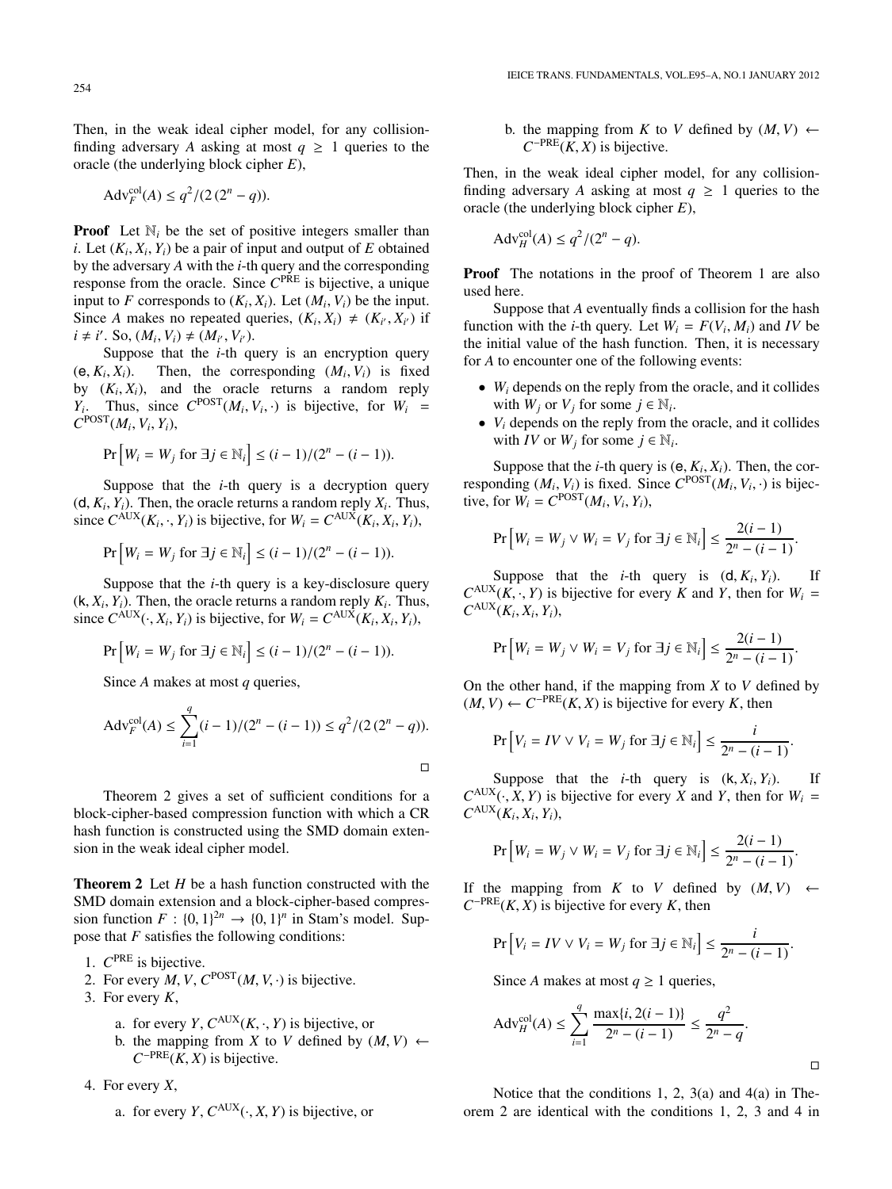Then, in the weak ideal cipher model, for any collision-finding adversary $A$ asking at most $q \geq 1$ queries to the oracle (the underlying block cipher $E$),

$$\mathrm{Adv}_F^{\mathrm{col}}(A) \leq q^2/(2\,(2^n - q)).$$

**Proof** Let $\mathbb{N}_i$ be the set of positive integers smaller than $i$. Let $(K_i, X_i, Y_i)$ be a pair of input and output of $E$ obtained by the adversary $A$ with the $i$-th query and the corresponding response from the oracle. Since $C^{\mathrm{PRE}}$ is bijective, a unique input to $F$ corresponds to $(K_i, X_i)$. Let $(M_i, V_i)$ be the input. Since $A$ makes no repeated queries, $(K_i, X_i) \neq (K_{i'}, X_{i'})$ if $i \neq i'$. So, $(M_i, V_i) \neq (M_{i'}, V_{i'})$.

Suppose that the $i$-th query is an encryption query $(\mathsf{e}, K_i, X_i)$. Then, the corresponding $(M_i, V_i)$ is fixed by $(K_i, X_i)$, and the oracle returns a random reply $Y_i$. Thus, since $C^{\mathrm{POST}}(M_i, V_i, \cdot)$ is bijective, for $W_i = C^{\mathrm{POST}}(M_i, V_i, Y_i)$,

$$\Pr\left[W_i = W_j \text{ for } \exists j \in \mathbb{N}_i\right] \leq (i-1)/(2^n - (i-1)).$$

Suppose that the $i$-th query is a decryption query $(\mathsf{d}, K_i, Y_i)$. Then, the oracle returns a random reply $X_i$. Thus, since $C^{\mathrm{AUX}}(K_i, \cdot, Y_i)$ is bijective, for $W_i = C^{\mathrm{AUX}}(K_i, X_i, Y_i)$,

$$\Pr\left[W_i = W_j \text{ for } \exists j \in \mathbb{N}_i\right] \leq (i-1)/(2^n - (i-1)).$$

Suppose that the $i$-th query is a key-disclosure query $(\mathsf{k}, X_i, Y_i)$. Then, the oracle returns a random reply $K_i$. Thus, since $C^{\mathrm{AUX}}(\cdot, X_i, Y_i)$ is bijective, for $W_i = C^{\mathrm{AUX}}(K_i, X_i, Y_i)$,

$$\Pr\left[W_i = W_j \text{ for } \exists j \in \mathbb{N}_i\right] \leq (i-1)/(2^n - (i-1)).$$

Since $A$ makes at most $q$ queries,

$$\mathrm{Adv}_F^{\mathrm{col}}(A) \leq \sum_{i=1}^{q} (i-1)/(2^n - (i-1)) \leq q^2/(2\,(2^n - q)).$$

□

Theorem 2 gives a set of sufficient conditions for a block-cipher-based compression function with which a CR hash function is constructed using the SMD domain extension in the weak ideal cipher model.

**Theorem 2** Let $H$ be a hash function constructed with the SMD domain extension and a block-cipher-based compression function $F : \{0,1\}^{2n} \to \{0,1\}^n$ in Stam's model. Suppose that $F$ satisfies the following conditions:

1. $C^{\mathrm{PRE}}$ is bijective.
2. For every $M, V$, $C^{\mathrm{POST}}(M, V, \cdot)$ is bijective.
3. For every $K$,
   a. for every $Y$, $C^{\mathrm{AUX}}(K, \cdot, Y)$ is bijective, or
   b. the mapping from $X$ to $V$ defined by $(M, V) \leftarrow C^{-\mathrm{PRE}}(K, X)$ is bijective.
4. For every $X$,
   a. for every $Y$, $C^{\mathrm{AUX}}(\cdot, X, Y)$ is bijective, or
   b. the mapping from $K$ to $V$ defined by $(M, V) \leftarrow C^{-\mathrm{PRE}}(K, X)$ is bijective.

Then, in the weak ideal cipher model, for any collision-finding adversary $A$ asking at most $q \geq 1$ queries to the oracle (the underlying block cipher $E$),

$$\mathrm{Adv}_H^{\mathrm{col}}(A) \leq q^2/(2^n - q).$$

**Proof** The notations in the proof of Theorem 1 are also used here.

Suppose that $A$ eventually finds a collision for the hash function with the $i$-th query. Let $W_i = F(V_i, M_i)$ and $IV$ be the initial value of the hash function. Then, it is necessary for $A$ to encounter one of the following events:

- $W_i$ depends on the reply from the oracle, and it collides with $W_j$ or $V_j$ for some $j \in \mathbb{N}_i$.
- $V_i$ depends on the reply from the oracle, and it collides with $IV$ or $W_j$ for some $j \in \mathbb{N}_i$.

Suppose that the $i$-th query is $(\mathsf{e}, K_i, X_i)$. Then, the corresponding $(M_i, V_i)$ is fixed. Since $C^{\mathrm{POST}}(M_i, V_i, \cdot)$ is bijective, for $W_i = C^{\mathrm{POST}}(M_i, V_i, Y_i)$,

$$\Pr\left[W_i = W_j \lor W_i = V_j \text{ for } \exists j \in \mathbb{N}_i\right] \leq \frac{2(i-1)}{2^n - (i-1)}.$$

Suppose that the $i$-th query is $(\mathsf{d}, K_i, Y_i)$. If $C^{\mathrm{AUX}}(K, \cdot, Y)$ is bijective for every $K$ and $Y$, then for $W_i = C^{\mathrm{AUX}}(K_i, X_i, Y_i)$,

$$\Pr\left[W_i = W_j \lor W_i = V_j \text{ for } \exists j \in \mathbb{N}_i\right] \leq \frac{2(i-1)}{2^n - (i-1)}.$$

On the other hand, if the mapping from $X$ to $V$ defined by $(M, V) \leftarrow C^{-\mathrm{PRE}}(K, X)$ is bijective for every $K$, then

$$\Pr\left[V_i = IV \lor V_i = W_j \text{ for } \exists j \in \mathbb{N}_i\right] \leq \frac{i}{2^n - (i-1)}.$$

Suppose that the $i$-th query is $(\mathsf{k}, X_i, Y_i)$. If $C^{\mathrm{AUX}}(\cdot, X, Y)$ is bijective for every $X$ and $Y$, then for $W_i = C^{\mathrm{AUX}}(K_i, X_i, Y_i)$,

$$\Pr\left[W_i = W_j \lor W_i = V_j \text{ for } \exists j \in \mathbb{N}_i\right] \leq \frac{2(i-1)}{2^n - (i-1)}.$$

If the mapping from $K$ to $V$ defined by $(M, V) \leftarrow C^{-\mathrm{PRE}}(K, X)$ is bijective for every $K$, then

$$\Pr\left[V_i = IV \lor V_i = W_j \text{ for } \exists j \in \mathbb{N}_i\right] \leq \frac{i}{2^n - (i-1)}.$$

Since $A$ makes at most $q \geq 1$ queries,

$$\mathrm{Adv}_H^{\mathrm{col}}(A) \leq \sum_{i=1}^{q} \frac{\max\{i, 2(i-1)\}}{2^n - (i-1)} \leq \frac{q^2}{2^n - q}.$$

□

Notice that the conditions 1, 2, 3(a) and 4(a) in Theorem 2 are identical with the conditions 1, 2, 3 and 4 in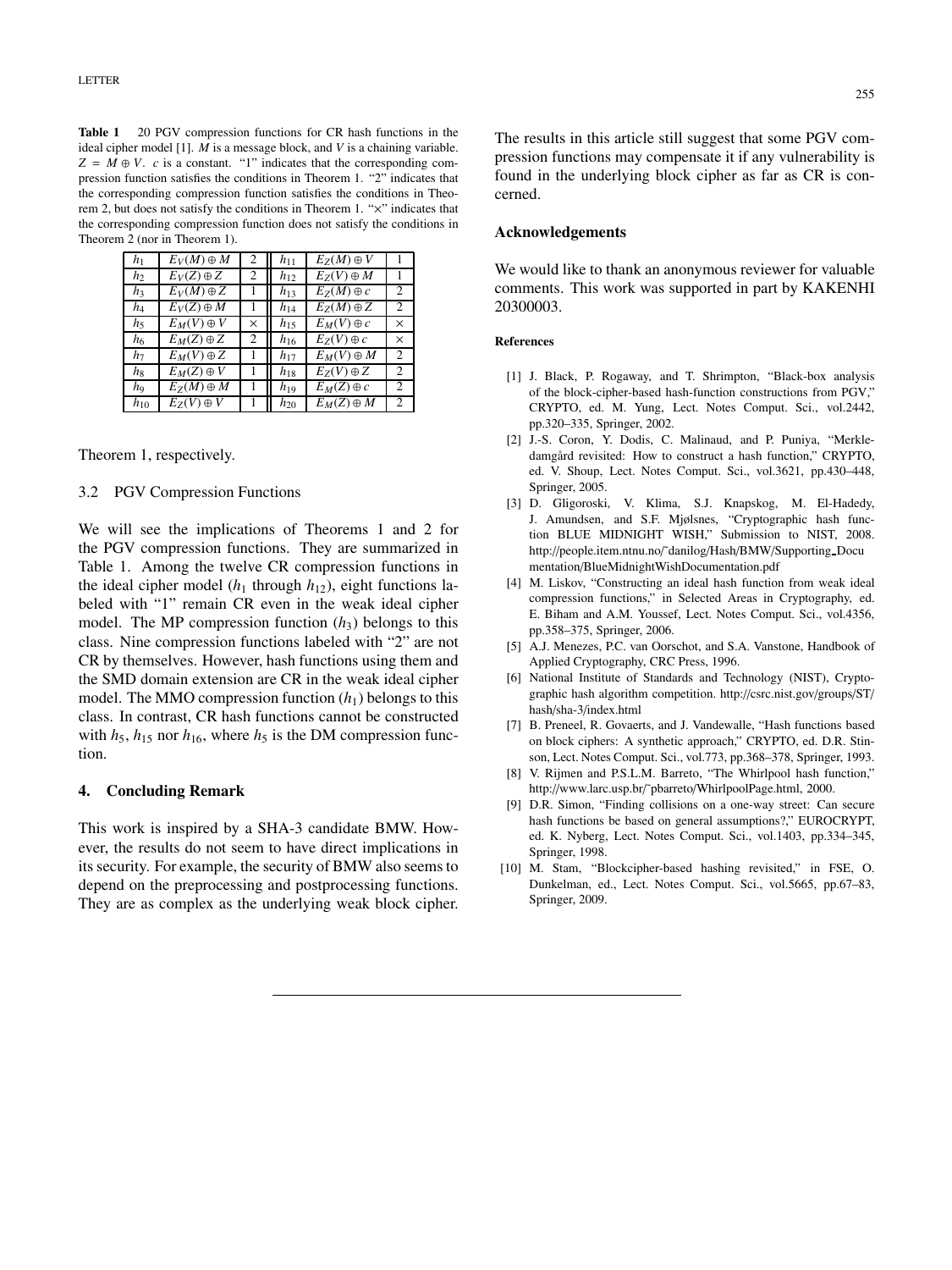**Table 1** 20 PGV compression functions for CR hash functions in the ideal cipher model [1]. $M$ is a message block, and $V$ is a chaining variable. $Z = M \oplus V$. $c$ is a constant. "1" indicates that the corresponding compression function satisfies the conditions in Theorem 1. "2" indicates that the corresponding compression function satisfies the conditions in Theorem 2, but does not satisfy the conditions in Theorem 1. "×" indicates that the corresponding compression function does not satisfy the conditions in Theorem 2 (nor in Theorem 1).

| | | | | | |
|---|---|---|---|---|---|
| $h_1$ | $E_V(M) \oplus M$ | 2 | $h_{11}$ | $E_Z(M) \oplus V$ | 1 |
| $h_2$ | $E_V(Z) \oplus Z$ | 2 | $h_{12}$ | $E_Z(V) \oplus M$ | 1 |
| $h_3$ | $E_V(M) \oplus Z$ | 1 | $h_{13}$ | $E_Z(M) \oplus c$ | 2 |
| $h_4$ | $E_V(Z) \oplus M$ | 1 | $h_{14}$ | $E_Z(M) \oplus Z$ | 2 |
| $h_5$ | $E_M(V) \oplus V$ | × | $h_{15}$ | $E_M(V) \oplus c$ | × |
| $h_6$ | $E_M(Z) \oplus Z$ | 2 | $h_{16}$ | $E_Z(V) \oplus c$ | × |
| $h_7$ | $E_M(V) \oplus Z$ | 1 | $h_{17}$ | $E_M(V) \oplus M$ | 2 |
| $h_8$ | $E_M(Z) \oplus V$ | 1 | $h_{18}$ | $E_Z(V) \oplus Z$ | 2 |
| $h_9$ | $E_Z(M) \oplus M$ | 1 | $h_{19}$ | $E_M(Z) \oplus c$ | 2 |
| $h_{10}$ | $E_Z(V) \oplus V$ | 1 | $h_{20}$ | $E_M(Z) \oplus M$ | 2 |

Theorem 1, respectively.

### 3.2 PGV Compression Functions

We will see the implications of Theorems 1 and 2 for the PGV compression functions. They are summarized in Table 1. Among the twelve CR compression functions in the ideal cipher model ($h_1$ through $h_{12}$), eight functions labeled with "1" remain CR even in the weak ideal cipher model. The MP compression function ($h_3$) belongs to this class. Nine compression functions labeled with "2" are not CR by themselves. However, hash functions using them and the SMD domain extension are CR in the weak ideal cipher model. The MMO compression function ($h_1$) belongs to this class. In contrast, CR hash functions cannot be constructed with $h_5$, $h_{15}$ nor $h_{16}$, where $h_5$ is the DM compression function.

## 4. Concluding Remark

This work is inspired by a SHA-3 candidate BMW. However, the results do not seem to have direct implications in its security. For example, the security of BMW also seems to depend on the preprocessing and postprocessing functions. They are as complex as the underlying weak block cipher. The results in this article still suggest that some PGV compression functions may compensate it if any vulnerability is found in the underlying block cipher as far as CR is concerned.

## Acknowledgements

We would like to thank an anonymous reviewer for valuable comments. This work was supported in part by KAKENHI 20300003.

## References

[1] J. Black, P. Rogaway, and T. Shrimpton, "Black-box analysis of the block-cipher-based hash-function constructions from PGV," CRYPTO, ed. M. Yung, Lect. Notes Comput. Sci., vol.2442, pp.320–335, Springer, 2002.

[2] J.-S. Coron, Y. Dodis, C. Malinaud, and P. Puniya, "Merkle-damgård revisited: How to construct a hash function," CRYPTO, ed. V. Shoup, Lect. Notes Comput. Sci., vol.3621, pp.430–448, Springer, 2005.

[3] D. Gligoroski, V. Klima, S.J. Knapskog, M. El-Hadedy, J. Amundsen, and S.F. Mjølsnes, "Cryptographic hash function BLUE MIDNIGHT WISH," Submission to NIST, 2008. http://people.item.ntnu.no/~danilog/Hash/BMW/Supporting_Documentation/BlueMidnightWishDocumentation.pdf

[4] M. Liskov, "Constructing an ideal hash function from weak ideal compression functions," in Selected Areas in Cryptography, ed. E. Biham and A.M. Youssef, Lect. Notes Comput. Sci., vol.4356, pp.358–375, Springer, 2006.

[5] A.J. Menezes, P.C. van Oorschot, and S.A. Vanstone, Handbook of Applied Cryptography, CRC Press, 1996.

[6] National Institute of Standards and Technology (NIST), Cryptographic hash algorithm competition. http://csrc.nist.gov/groups/ST/hash/sha-3/index.html

[7] B. Preneel, R. Govaerts, and J. Vandewalle, "Hash functions based on block ciphers: A synthetic approach," CRYPTO, ed. D.R. Stinson, Lect. Notes Comput. Sci., vol.773, pp.368–378, Springer, 1993.

[8] V. Rijmen and P.S.L.M. Barreto, "The Whirlpool hash function," http://www.larc.usp.br/~pbarreto/WhirlpoolPage.html, 2000.

[9] D.R. Simon, "Finding collisions on a one-way street: Can secure hash functions be based on general assumptions?," EUROCRYPT, ed. K. Nyberg, Lect. Notes Comput. Sci., vol.1403, pp.334–345, Springer, 1998.

[10] M. Stam, "Blockcipher-based hashing revisited," in FSE, O. Dunkelman, ed., Lect. Notes Comput. Sci., vol.5665, pp.67–83, Springer, 2009.